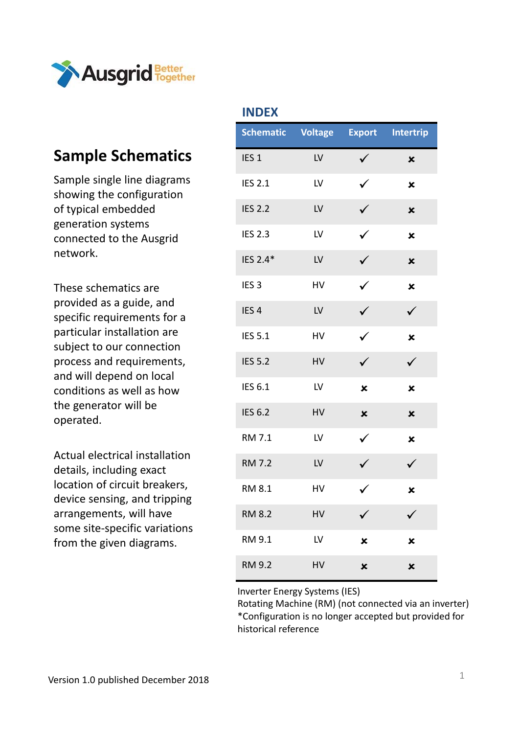Ausgrid Better Together

# Sample Schematics

Sample single line diagrams showing the configuration of typical embedded generation systems connected to the Ausgrid network.

These schematics are provided as a guide, and specific requirements for a particular installation are subject to our connection process and requirements, and will depend on local conditions as well as how the generator will be operated.

Actual electrical installation details, including exact location of circuit breakers, device sensing, and tripping arrangements, will have some site-specific variations from the given diagrams.

## INDEX

| Schematic | Voltage | Export | Intertrip |
|---|---|---|---|
| IES 1 | LV | ✓ | ✗ |
| IES 2.1 | LV | ✓ | ✗ |
| IES 2.2 | LV | ✓ | ✗ |
| IES 2.3 | LV | ✓ | ✗ |
| IES 2.4* | LV | ✓ | ✗ |
| IES 3 | HV | ✓ | ✗ |
| IES 4 | LV | ✓ | ✓ |
| IES 5.1 | HV | ✓ | ✗ |
| IES 5.2 | HV | ✓ | ✓ |
| IES 6.1 | LV | ✗ | ✗ |
| IES 6.2 | HV | ✗ | ✗ |
| RM 7.1 | LV | ✓ | ✗ |
| RM 7.2 | LV | ✓ | ✓ |
| RM 8.1 | HV | ✓ | ✗ |
| RM 8.2 | HV | ✓ | ✓ |
| RM 9.1 | LV | ✗ | ✗ |
| RM 9.2 | HV | ✗ | ✗ |

Inverter Energy Systems (IES)
Rotating Machine (RM) (not connected via an inverter)
*Configuration is no longer accepted but provided for historical reference

Version 1.0 published December 2018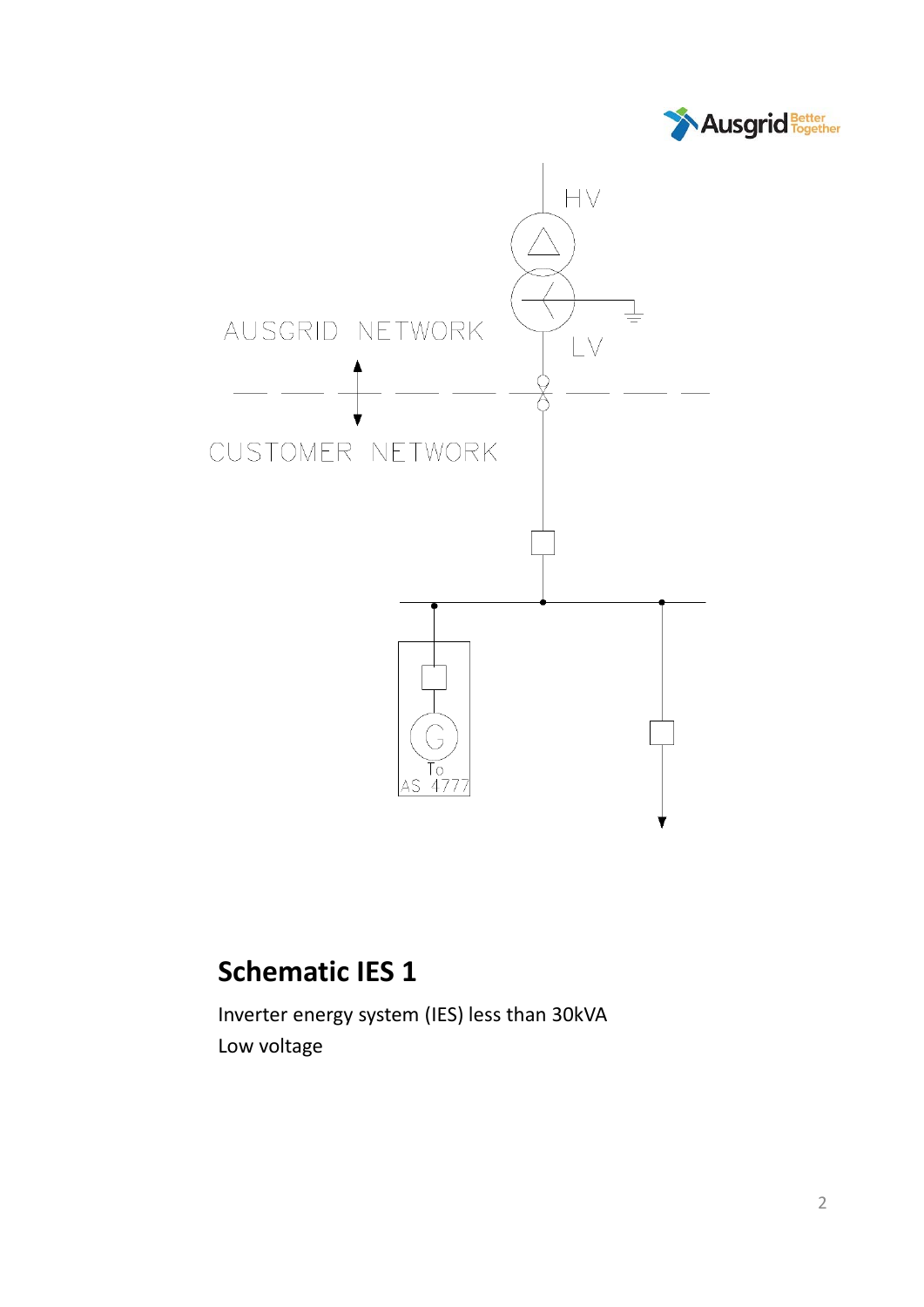HV

LV

AUSGRID NETWORK

CUSTOMER NETWORK

G

To AS 4777

## Schematic IES 1

Inverter energy system (IES) less than 30kVA
Low voltage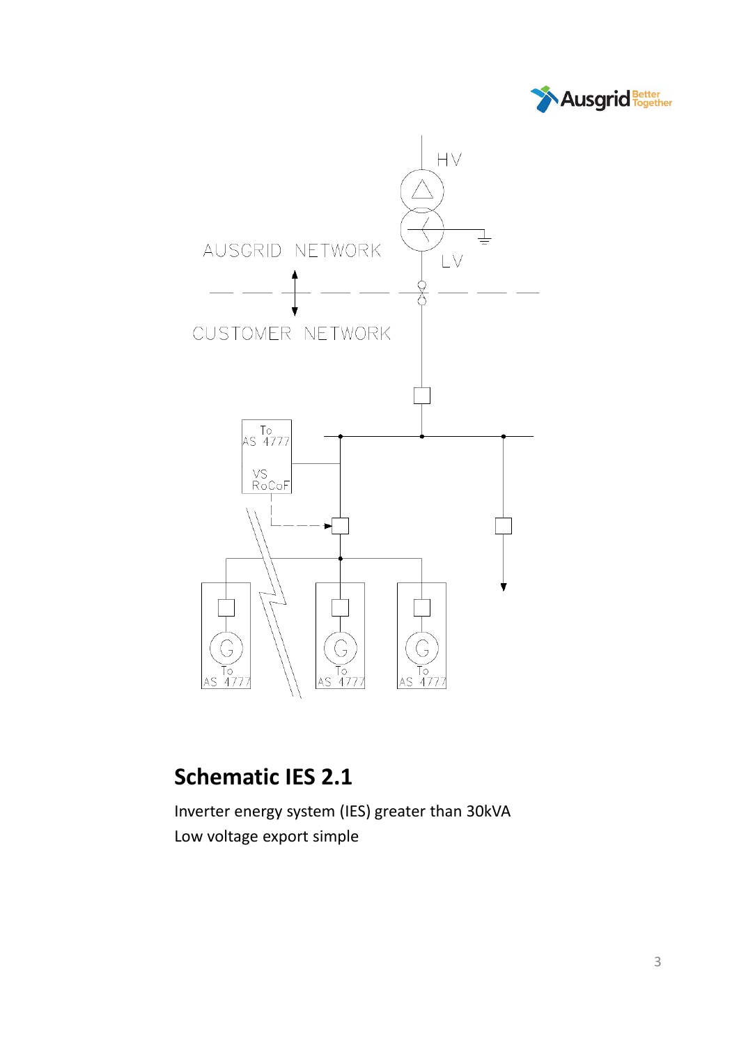HV

AUSGRID NETWORK

LV

CUSTOMER NETWORK

To AS 4777

VS RoCoF

G To AS 4777

G To AS 4777

G To AS 4777

## Schematic IES 2.1

Inverter energy system (IES) greater than 30kVA

Low voltage export simple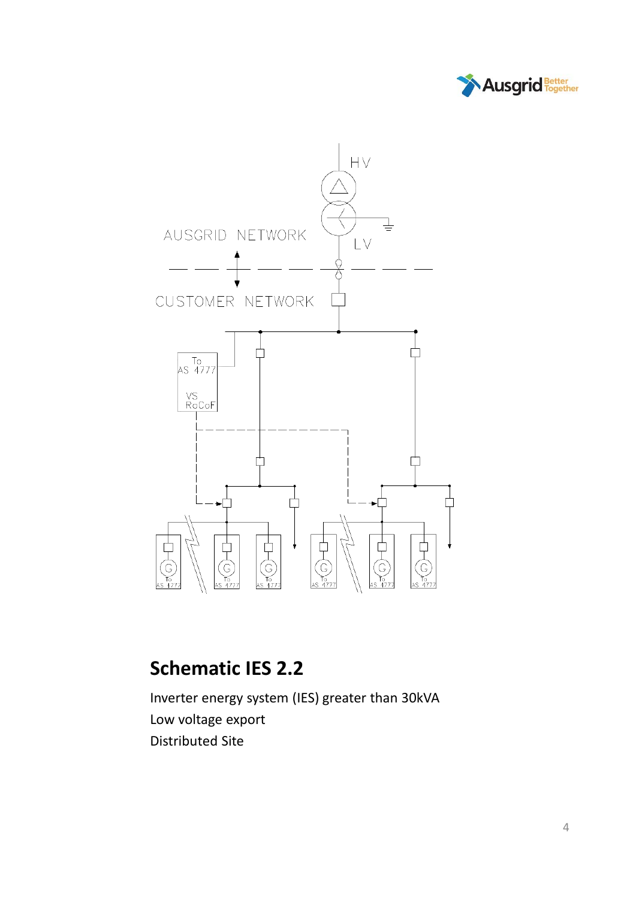# Schematic IES 2.2

Inverter energy system (IES) greater than 30kVA
Low voltage export
Distributed Site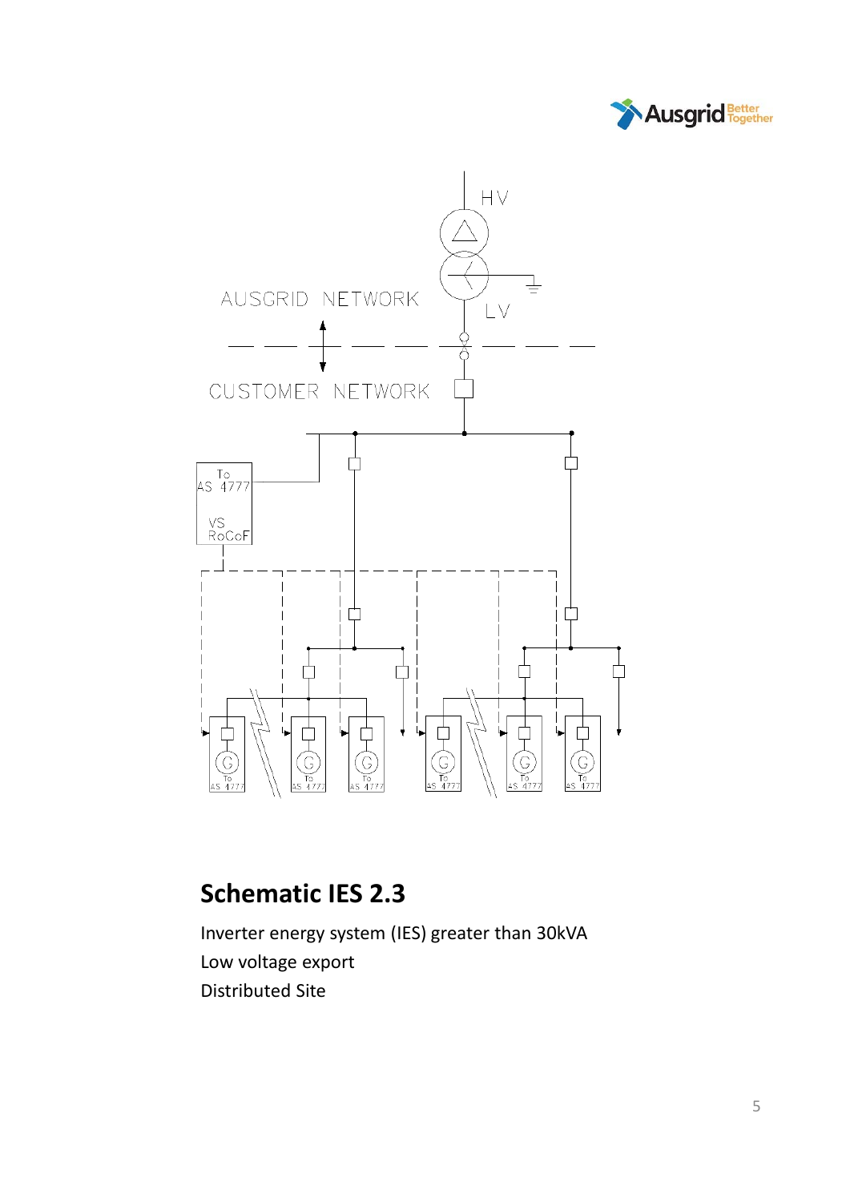# Schematic IES 2.3

Inverter energy system (IES) greater than 30kVA

Low voltage export

Distributed Site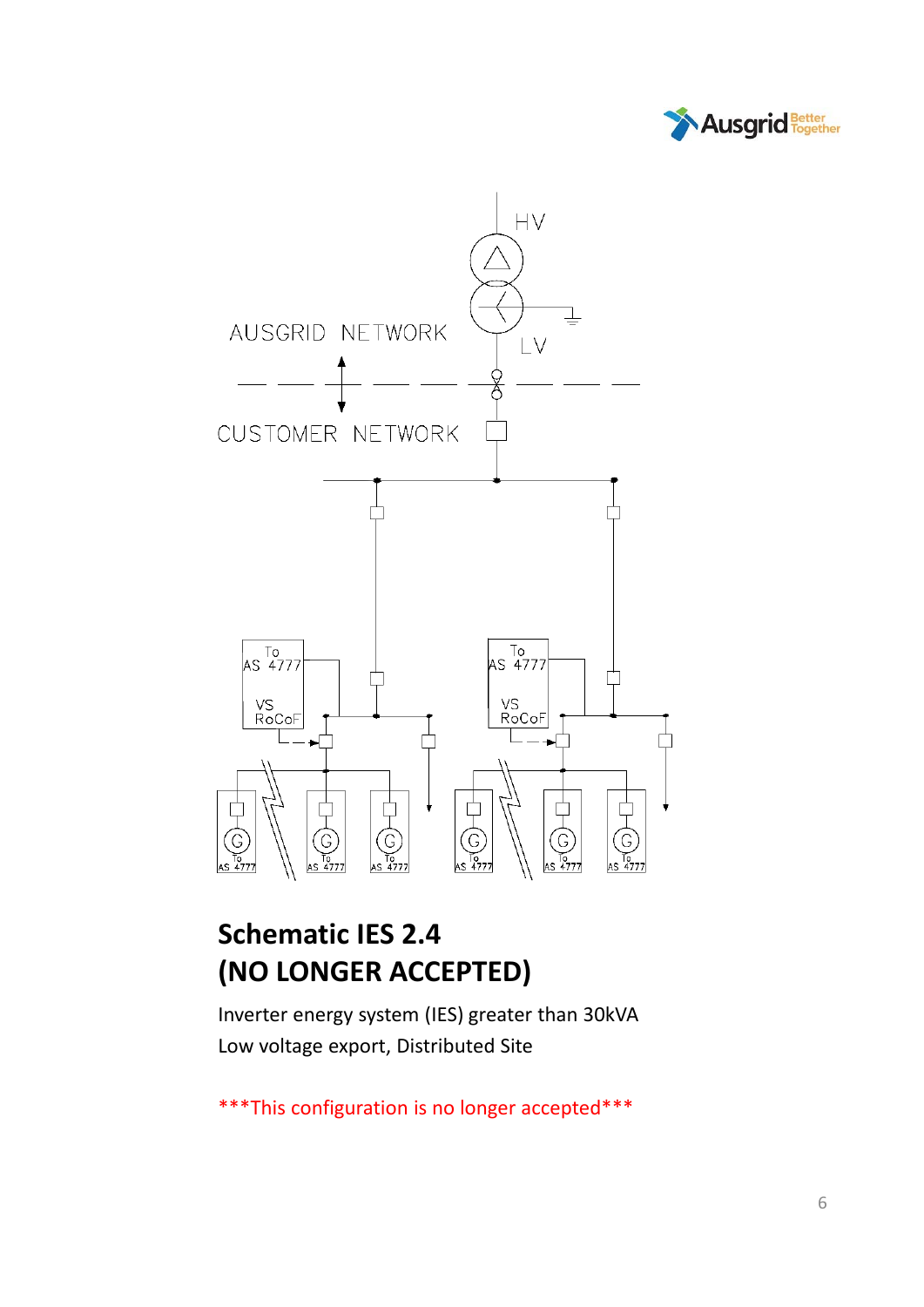# Schematic IES 2.4
# (NO LONGER ACCEPTED)

Inverter energy system (IES) greater than 30kVA

Low voltage export, Distributed Site

***This configuration is no longer accepted***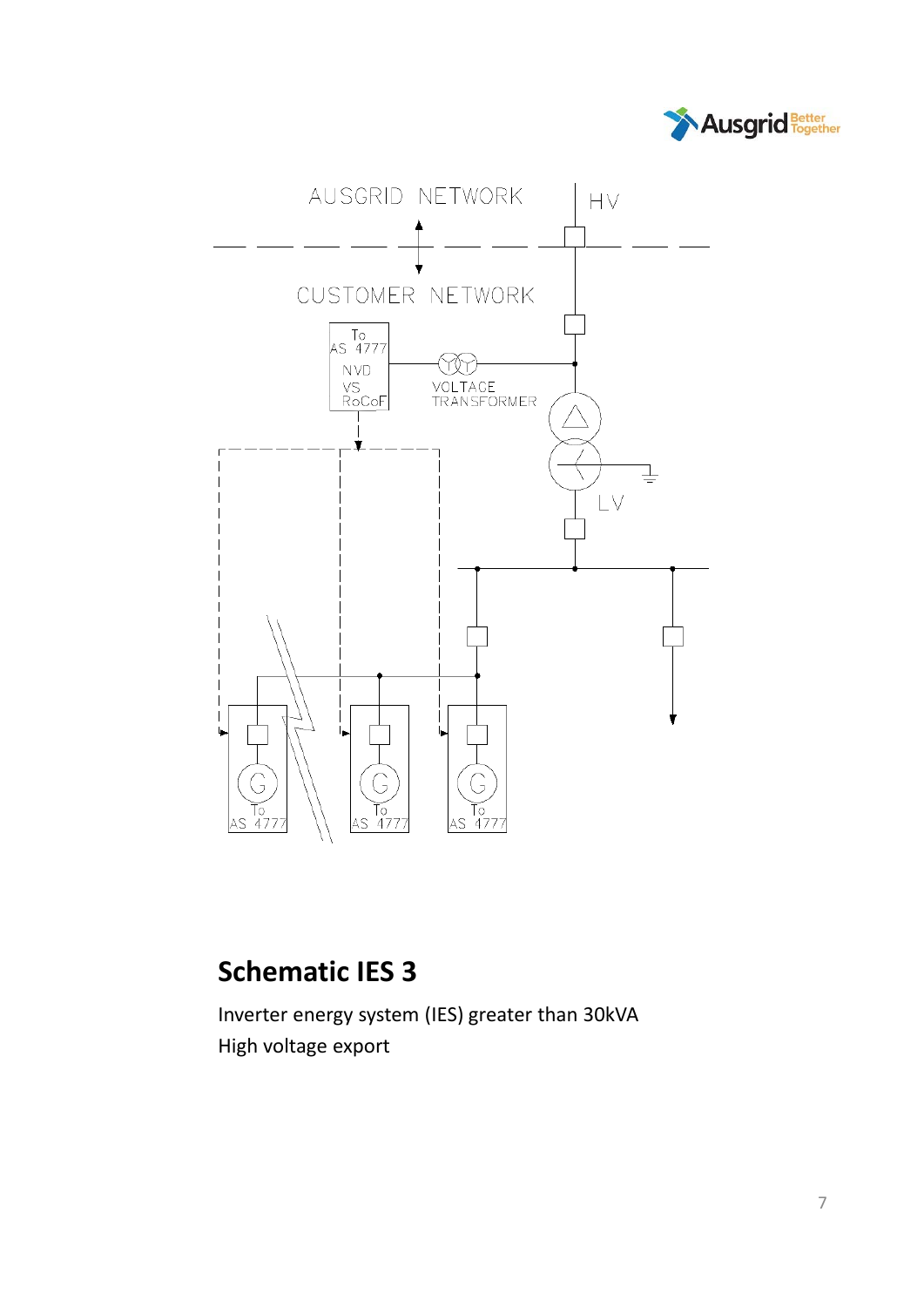AUSGRID NETWORK

HV

CUSTOMER NETWORK

To AS 4777 NVD VS RoCoF

VOLTAGE TRANSFORMER

LV

G To AS 4777

G To AS 4777

G To AS 4777

## Schematic IES 3

Inverter energy system (IES) greater than 30kVA
High voltage export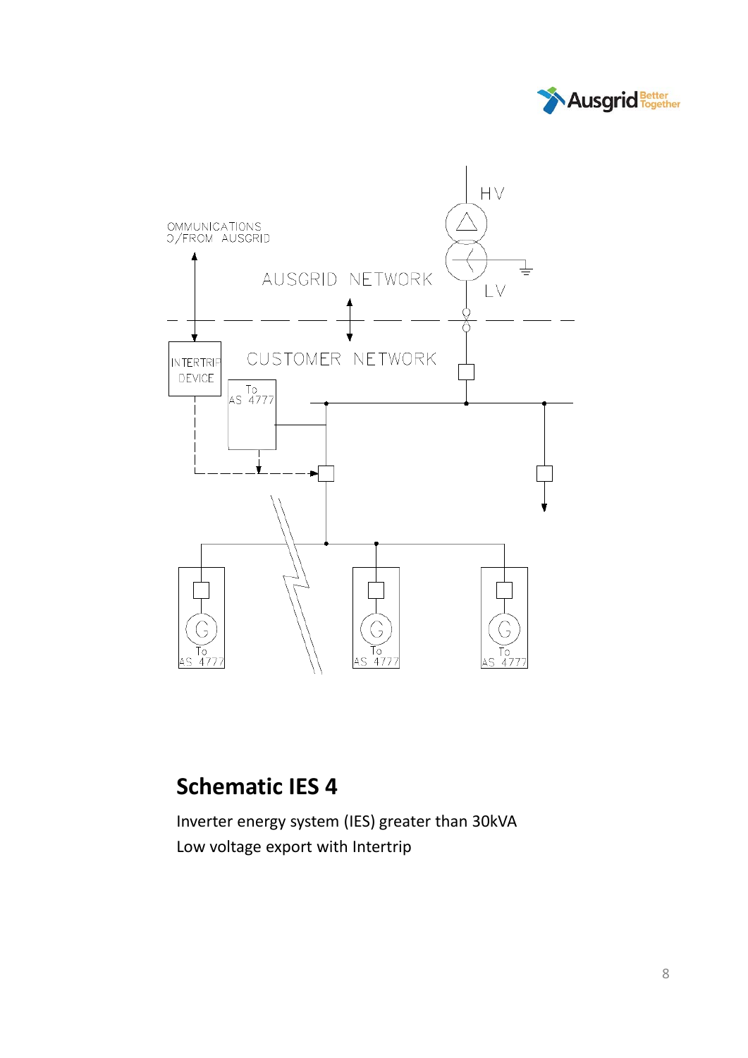## Schematic IES 4

Inverter energy system (IES) greater than 30kVA

Low voltage export with Intertrip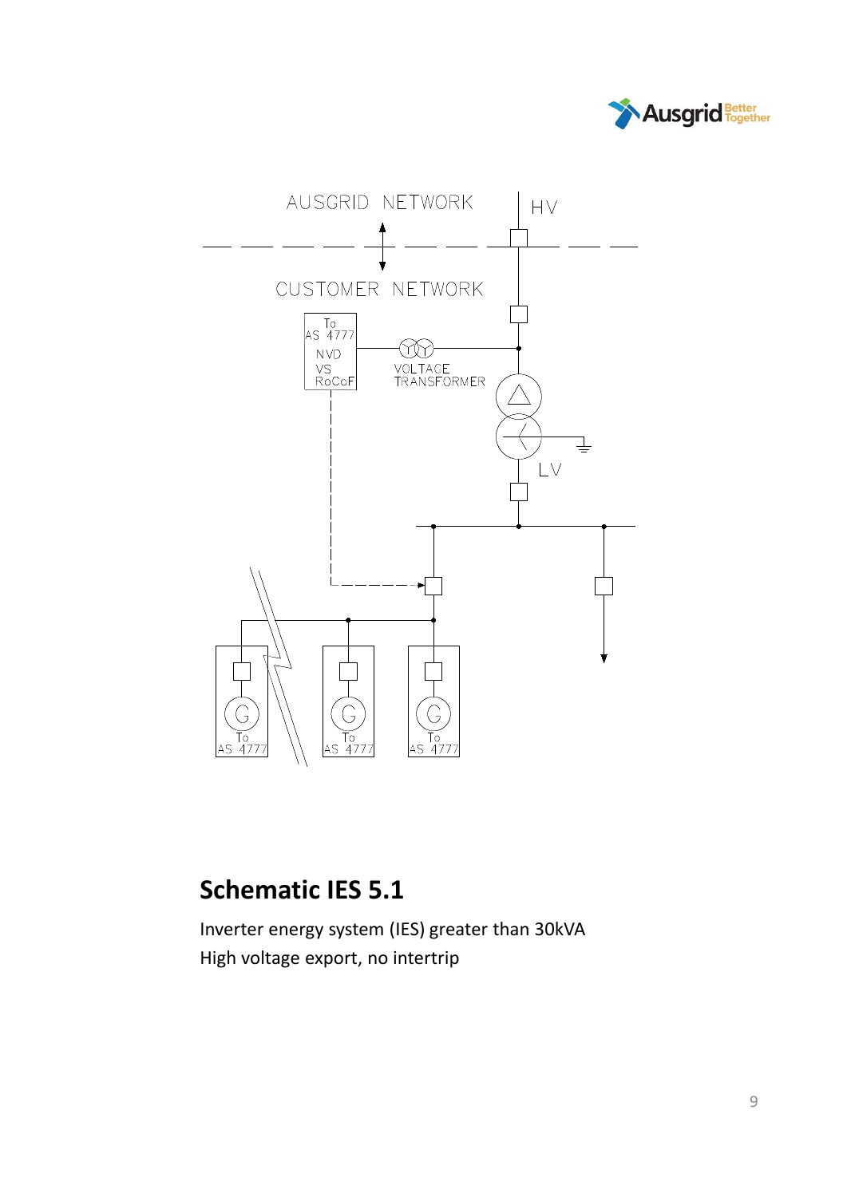## Schematic IES 5.1

Inverter energy system (IES) greater than 30kVA
High voltage export, no intertrip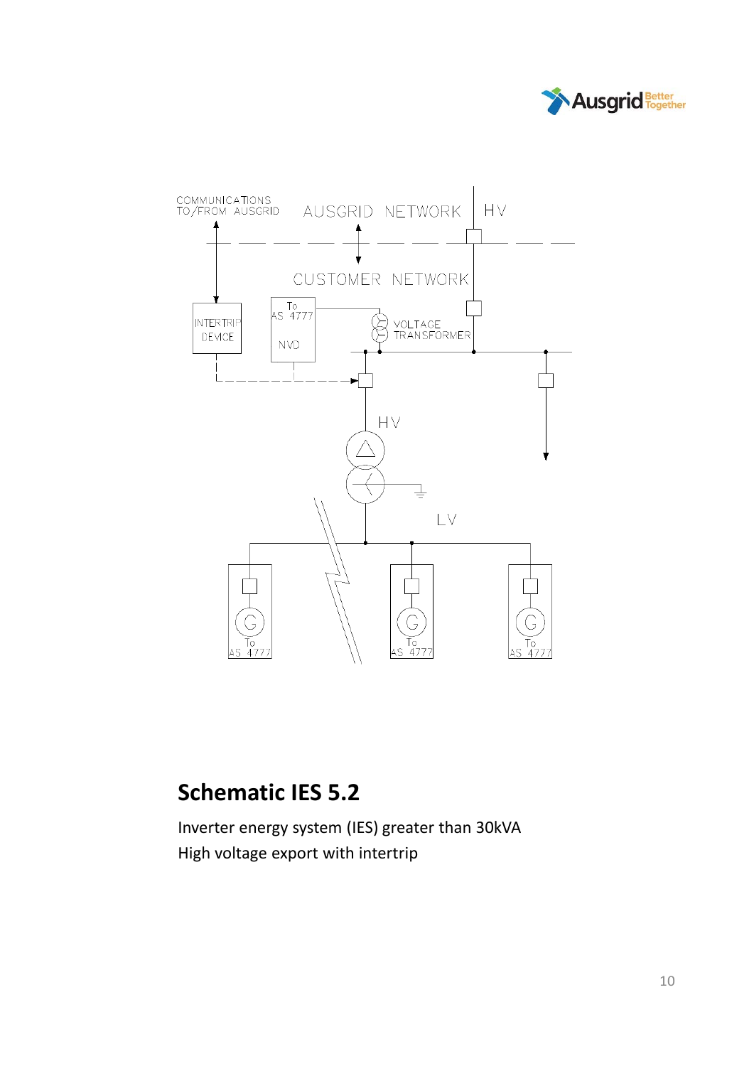## Schematic IES 5.2

Inverter energy system (IES) greater than 30kVA
High voltage export with intertrip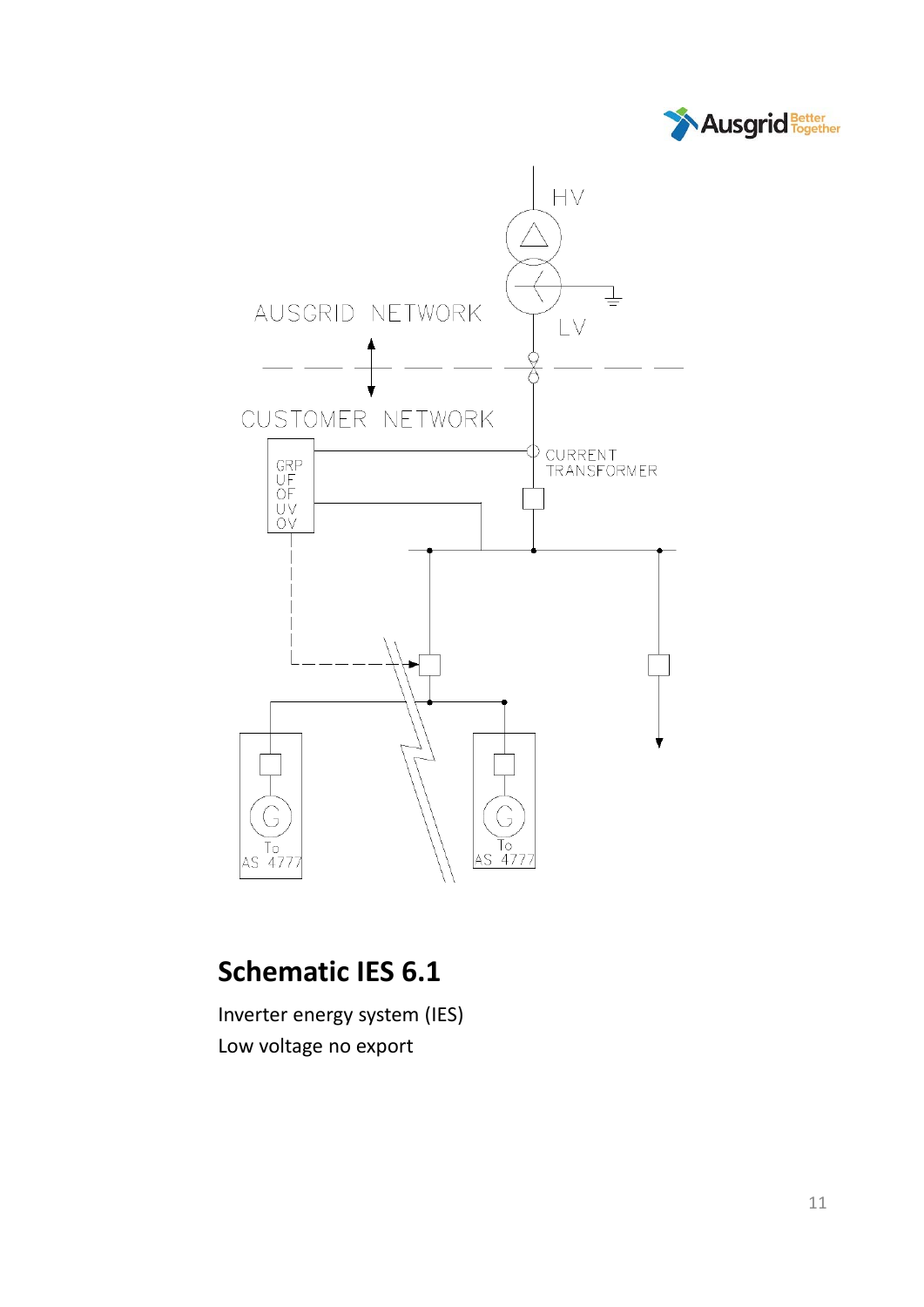## Schematic IES 6.1

Inverter energy system (IES)
Low voltage no export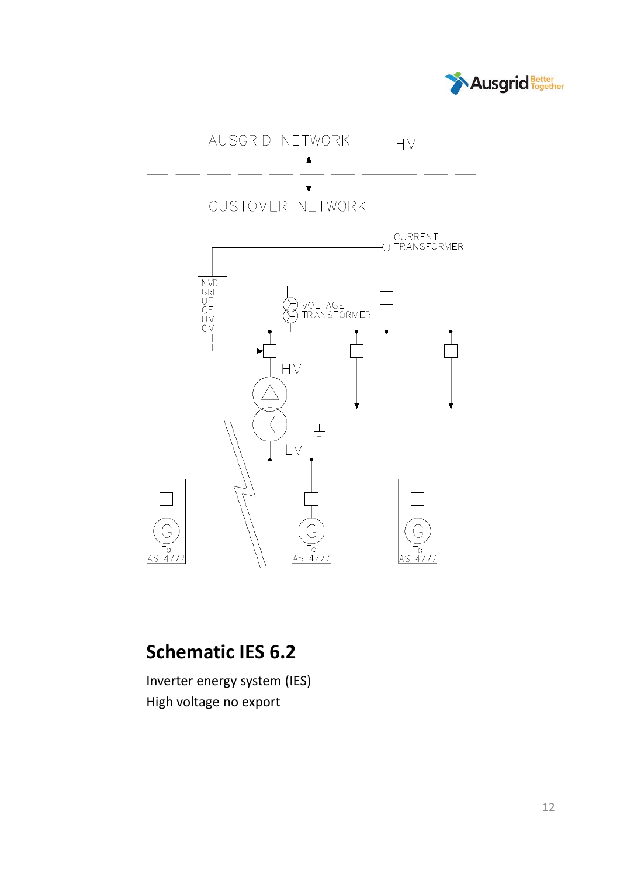## Schematic IES 6.2

Inverter energy system (IES)
High voltage no export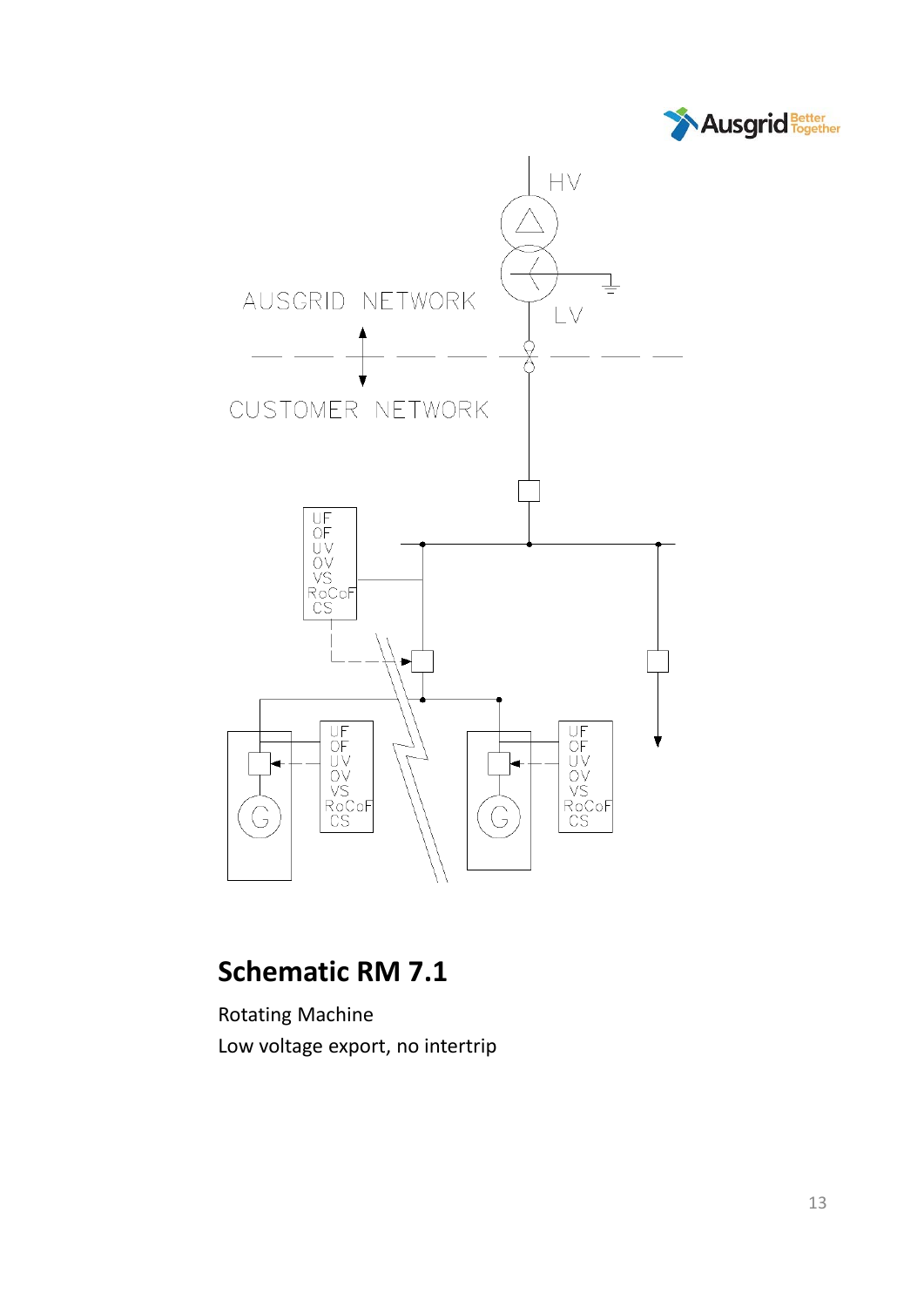## Schematic RM 7.1

Rotating Machine

Low voltage export, no intertrip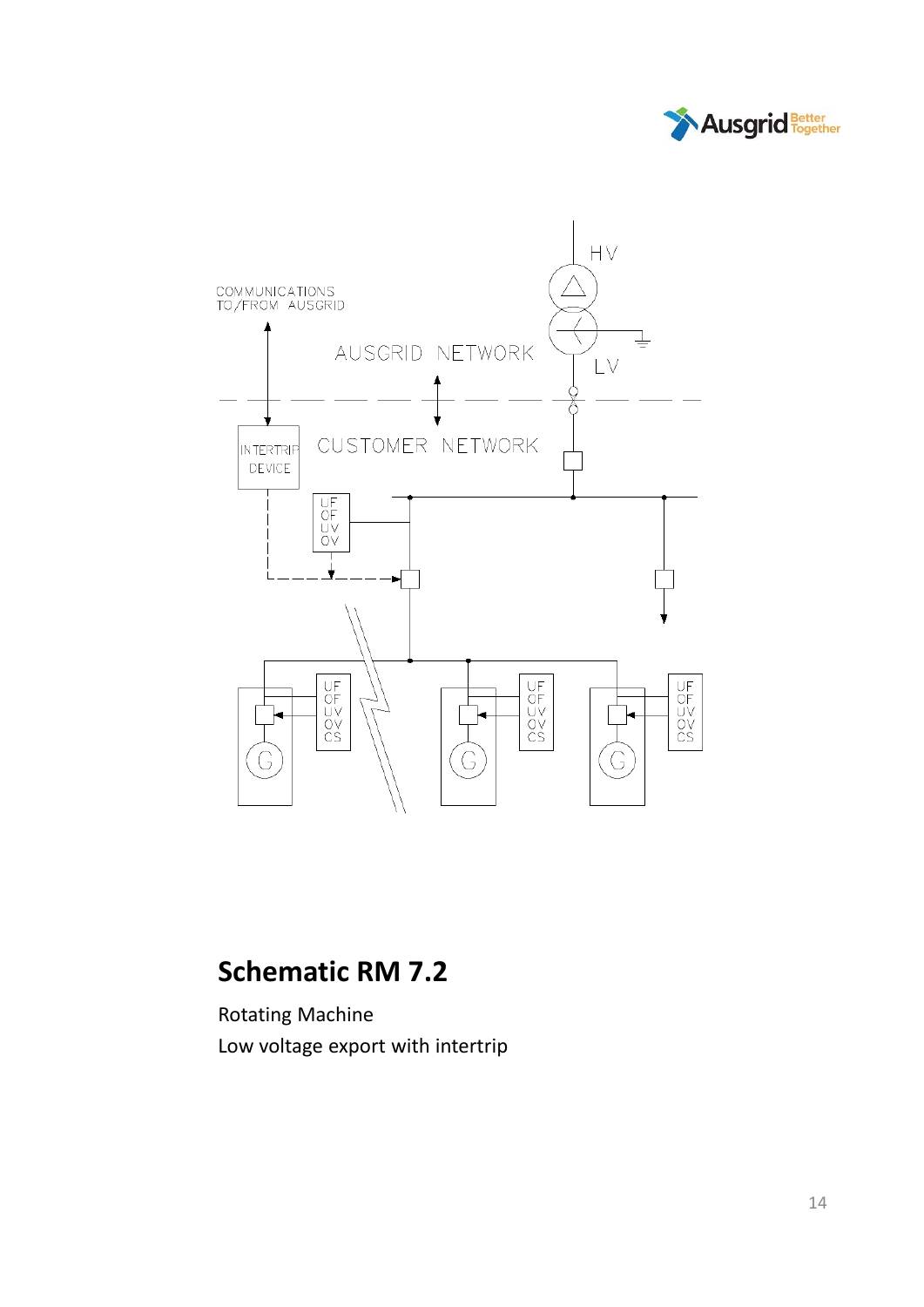## Schematic RM 7.2

Rotating Machine

Low voltage export with intertrip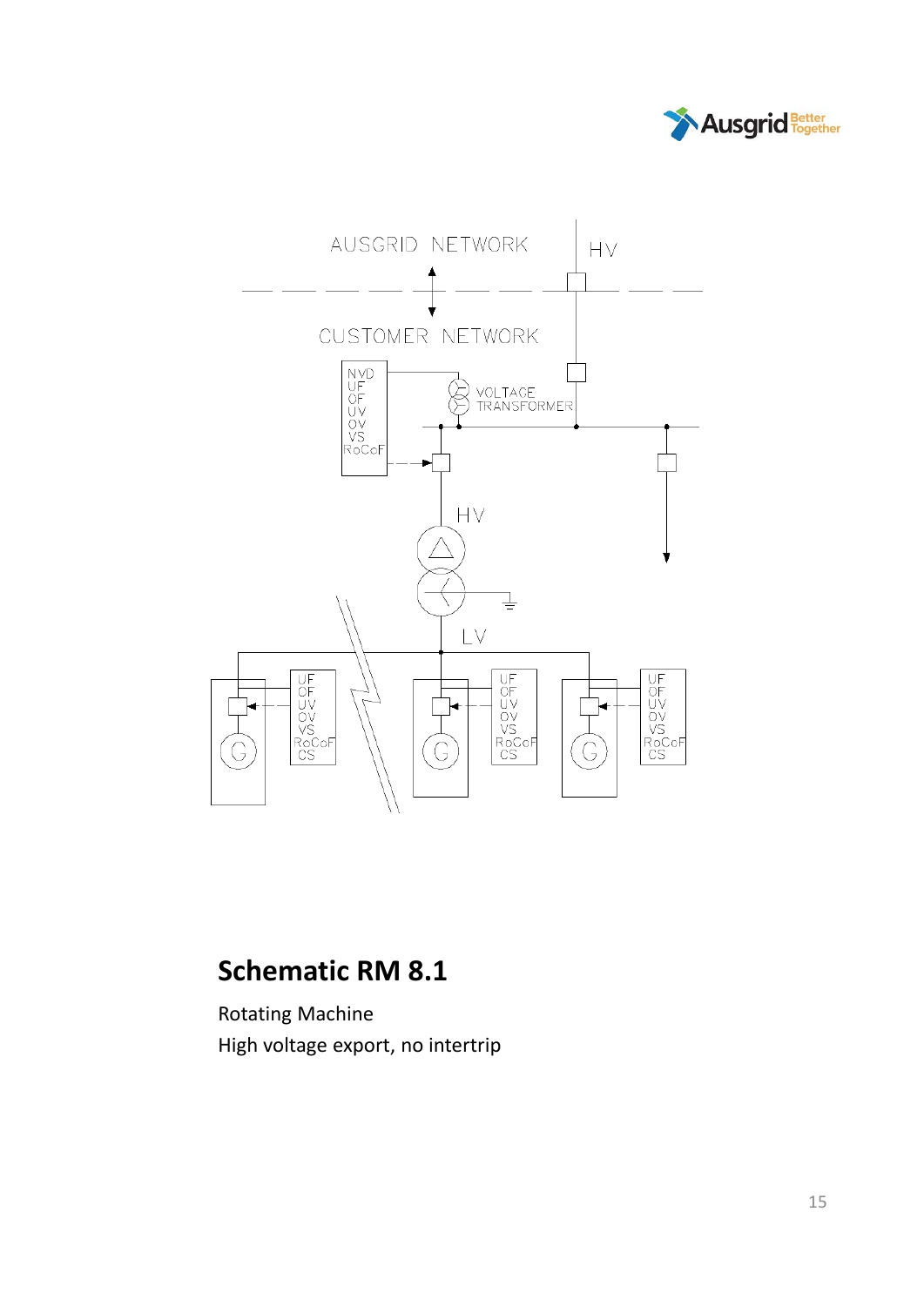## Schematic RM 8.1

Rotating Machine

High voltage export, no intertrip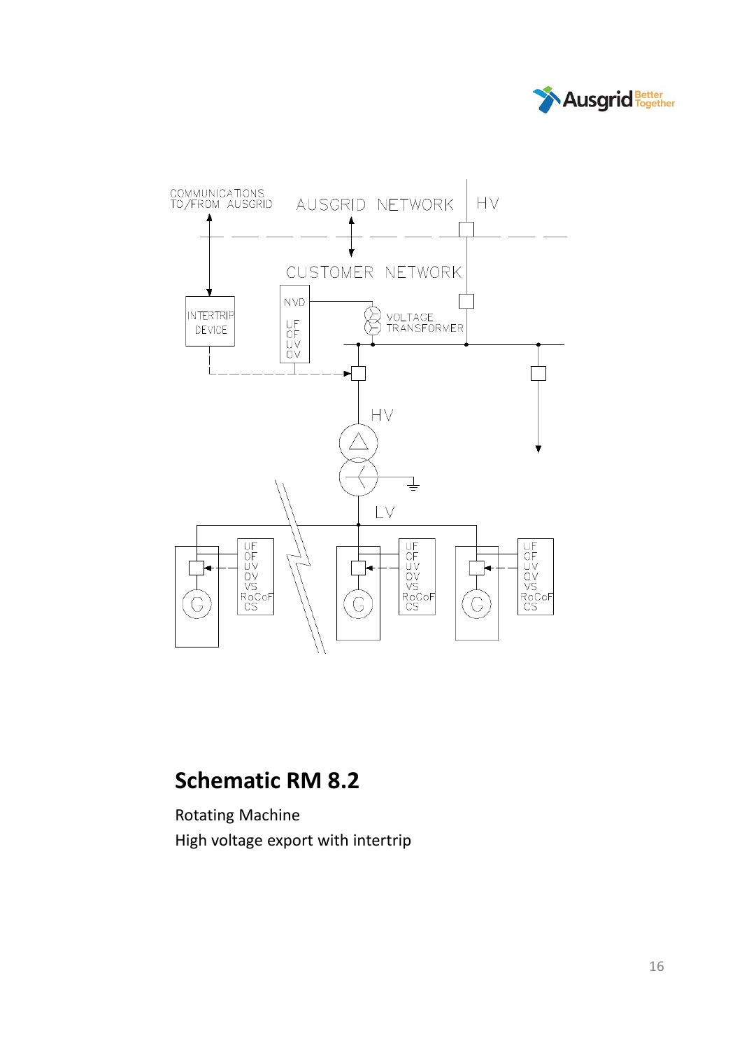COMMUNICATIONS TO/FROM AUSGRID

AUSGRID NETWORK

HV

CUSTOMER NETWORK

INTERTRIP DEVICE

NVD

UF
OF
UV
OV

VOLTAGE TRANSFORMER

HV

LV

UF
OF
UV
OV
VS
RoCoF
CS

G

UF
OF
UV
OV
VS
RoCoF
CS

G

UF
OF
UV
OV
VS
RoCoF
CS

G

## Schematic RM 8.2

Rotating Machine
High voltage export with intertrip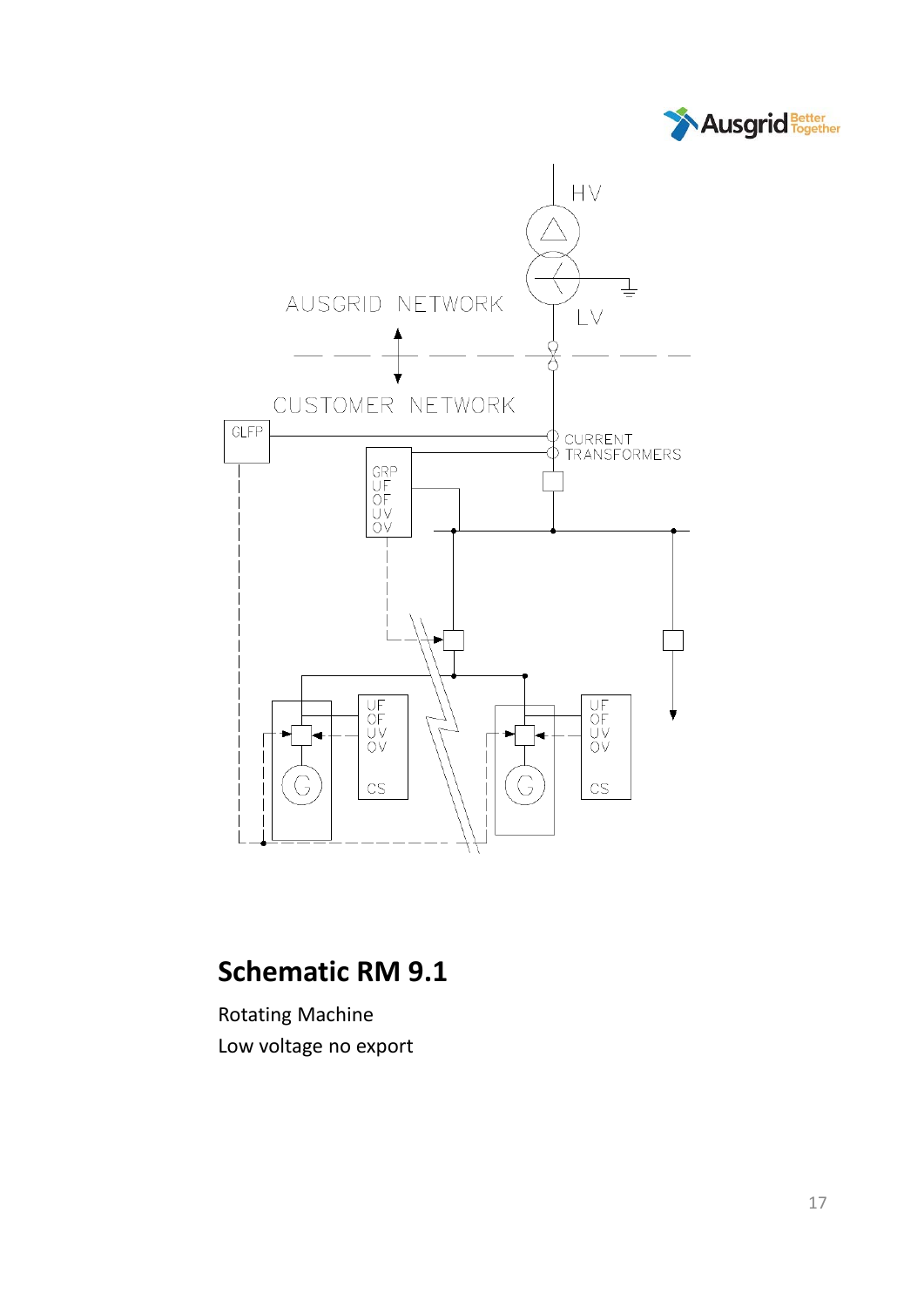## Schematic RM 9.1

Rotating Machine

Low voltage no export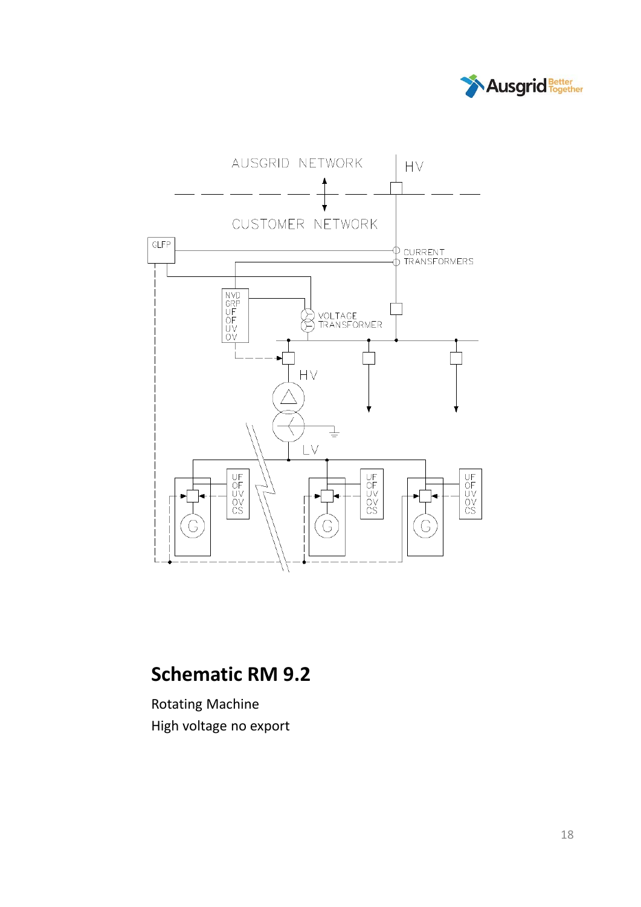AUSGRID NETWORK

HV

CUSTOMER NETWORK

GLFP

CURRENT TRANSFORMERS

NVD GRP UF OF UV OV

VOLTAGE TRANSFORMER

HV

LV

UF OF UV OV CS

G

UF OF UV OV CS

G

UF OF UV OV CS

G

## Schematic RM 9.2

Rotating Machine

High voltage no export